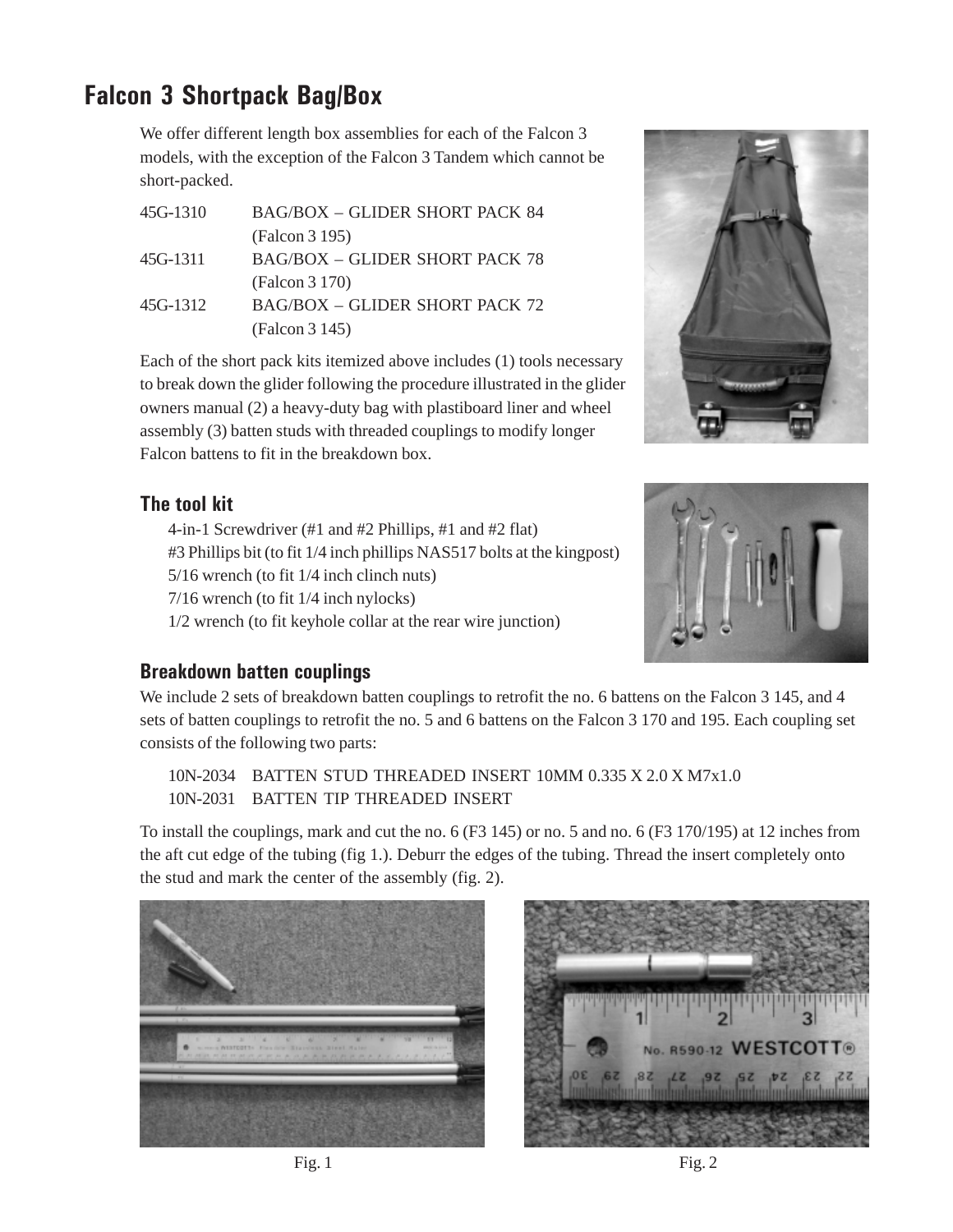# Falcon 3 Shortpack Bag/Box

We offer different length box assemblies for each of the Falcon 3 models, with the exception of the Falcon 3 Tandem which cannot be short-packed.

| | |
|---|---|
| 45G-1310 | BAG/BOX – GLIDER SHORT PACK 84 (Falcon 3 195) |
| 45G-1311 | BAG/BOX – GLIDER SHORT PACK 78 (Falcon 3 170) |
| 45G-1312 | BAG/BOX – GLIDER SHORT PACK 72 (Falcon 3 145) |

Each of the short pack kits itemized above includes (1) tools necessary to break down the glider following the procedure illustrated in the glider owners manual (2) a heavy-duty bag with plastiboard liner and wheel assembly (3) batten studs with threaded couplings to modify longer Falcon battens to fit in the breakdown box.

## The tool kit

4-in-1 Screwdriver (#1 and #2 Phillips, #1 and #2 flat)
#3 Phillips bit (to fit 1/4 inch phillips NAS517 bolts at the kingpost)
5/16 wrench (to fit 1/4 inch clinch nuts)
7/16 wrench (to fit 1/4 inch nylocks)
1/2 wrench (to fit keyhole collar at the rear wire junction)

## Breakdown batten couplings

We include 2 sets of breakdown batten couplings to retrofit the no. 6 battens on the Falcon 3 145, and 4 sets of batten couplings to retrofit the no. 5 and 6 battens on the Falcon 3 170 and 195. Each coupling set consists of the following two parts:

10N-2034 BATTEN STUD THREADED INSERT 10MM 0.335 X 2.0 X M7x1.0
10N-2031 BATTEN TIP THREADED INSERT

To install the couplings, mark and cut the no. 6 (F3 145) or no. 5 and no. 6 (F3 170/195) at 12 inches from the aft cut edge of the tubing (fig 1.). Deburr the edges of the tubing. Thread the insert completely onto the stud and mark the center of the assembly (fig. 2).

Fig. 1

Fig. 2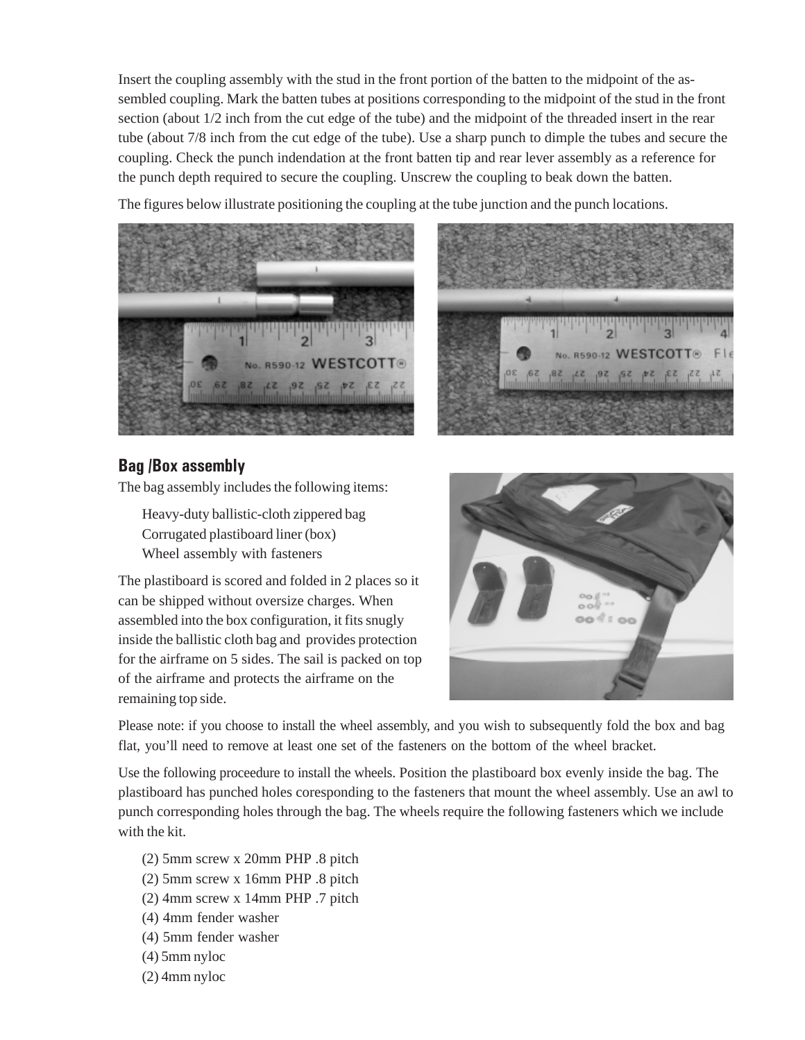Insert the coupling assembly with the stud in the front portion of the batten to the midpoint of the assembled coupling. Mark the batten tubes at positions corresponding to the midpoint of the stud in the front section (about 1/2 inch from the cut edge of the tube) and the midpoint of the threaded insert in the rear tube (about 7/8 inch from the cut edge of the tube). Use a sharp punch to dimple the tubes and secure the coupling. Check the punch indendation at the front batten tip and rear lever assembly as a reference for the punch depth required to secure the coupling. Unscrew the coupling to beak down the batten.

The figures below illustrate positioning the coupling at the tube junction and the punch locations.

## Bag /Box assembly

The bag assembly includes the following items:

- Heavy-duty ballistic-cloth zippered bag
- Corrugated plastiboard liner (box)
- Wheel assembly with fasteners

The plastiboard is scored and folded in 2 places so it can be shipped without oversize charges. When assembled into the box configuration, it fits snugly inside the ballistic cloth bag and provides protection for the airframe on 5 sides. The sail is packed on top of the airframe and protects the airframe on the remaining top side.

Please note: if you choose to install the wheel assembly, and you wish to subsequently fold the box and bag flat, you'll need to remove at least one set of the fasteners on the bottom of the wheel bracket.

Use the following proceedure to install the wheels. Position the plastiboard box evenly inside the bag. The plastiboard has punched holes coresponding to the fasteners that mount the wheel assembly. Use an awl to punch corresponding holes through the bag. The wheels require the following fasteners which we include with the kit.

- (2) 5mm screw x 20mm PHP .8 pitch
- (2) 5mm screw x 16mm PHP .8 pitch
- (2) 4mm screw x 14mm PHP .7 pitch
- (4) 4mm fender washer
- (4) 5mm fender washer
- (4) 5mm nyloc
- (2) 4mm nyloc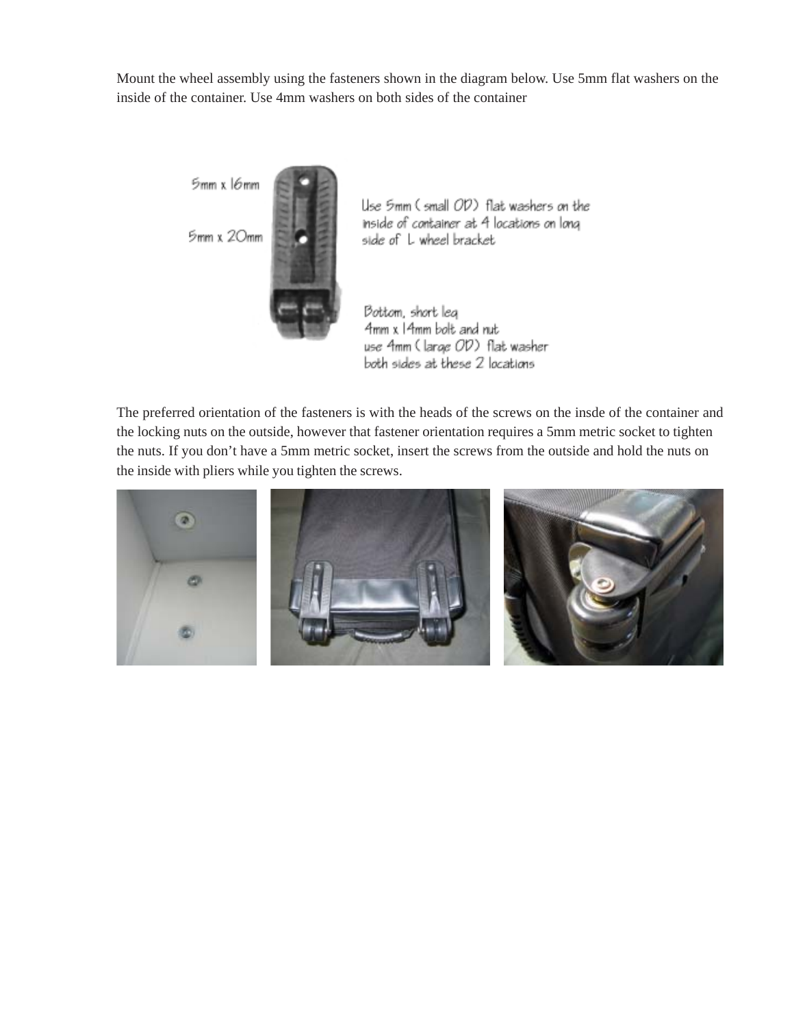Mount the wheel assembly using the fasteners shown in the diagram below. Use 5mm flat washers on the inside of the container. Use 4mm washers on both sides of the container

5mm x 16mm

5mm x 20mm

Use 5mm ( small OD) flat washers on the inside of container at 4 locations on long side of L wheel bracket

Bottom, short leg
4mm x 14mm bolt and nut
use 4mm ( large OD) flat washer both sides at these 2 locations

The preferred orientation of the fasteners is with the heads of the screws on the insde of the container and the locking nuts on the outside, however that fastener orientation requires a 5mm metric socket to tighten the nuts. If you don't have a 5mm metric socket, insert the screws from the outside and hold the nuts on the inside with pliers while you tighten the screws.